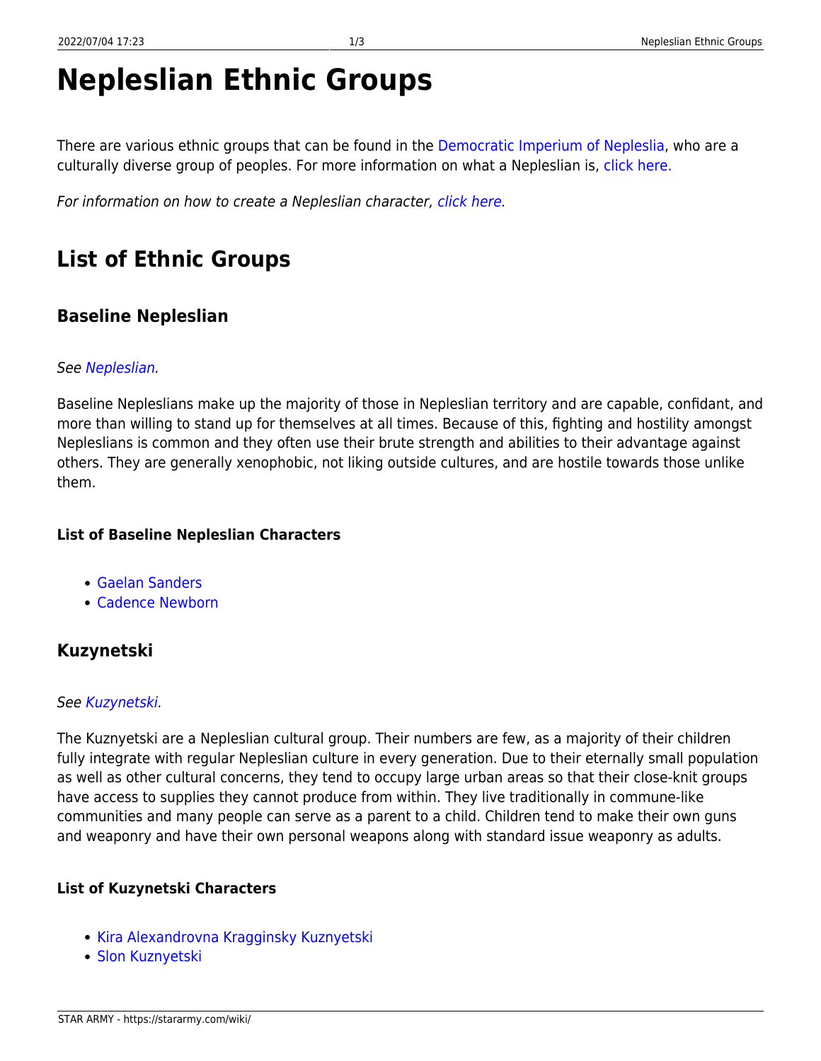# Nepleslian Ethnic Groups

There are various ethnic groups that can be found in the Democratic Imperium of Nepleslia, who are a culturally diverse group of peoples. For more information on what a Nepleslian is, click here.

*For information on how to create a Nepleslian character, click here.*

## List of Ethnic Groups

### Baseline Nepleslian

*See Nepleslian.*

Baseline Nepleslians make up the majority of those in Nepleslian territory and are capable, confidant, and more than willing to stand up for themselves at all times. Because of this, fighting and hostility amongst Nepleslians is common and they often use their brute strength and abilities to their advantage against others. They are generally xenophobic, not liking outside cultures, and are hostile towards those unlike them.

#### List of Baseline Nepleslian Characters

- Gaelan Sanders
- Cadence Newborn

### Kuzynetski

*See Kuzynetski.*

The Kuznyetski are a Nepleslian cultural group. Their numbers are few, as a majority of their children fully integrate with regular Nepleslian culture in every generation. Due to their eternally small population as well as other cultural concerns, they tend to occupy large urban areas so that their close-knit groups have access to supplies they cannot produce from within. They live traditionally in commune-like communities and many people can serve as a parent to a child. Children tend to make their own guns and weaponry and have their own personal weapons along with standard issue weaponry as adults.

#### List of Kuzynetski Characters

- Kira Alexandrovna Kragginsky Kuznyetski
- Slon Kuznyetski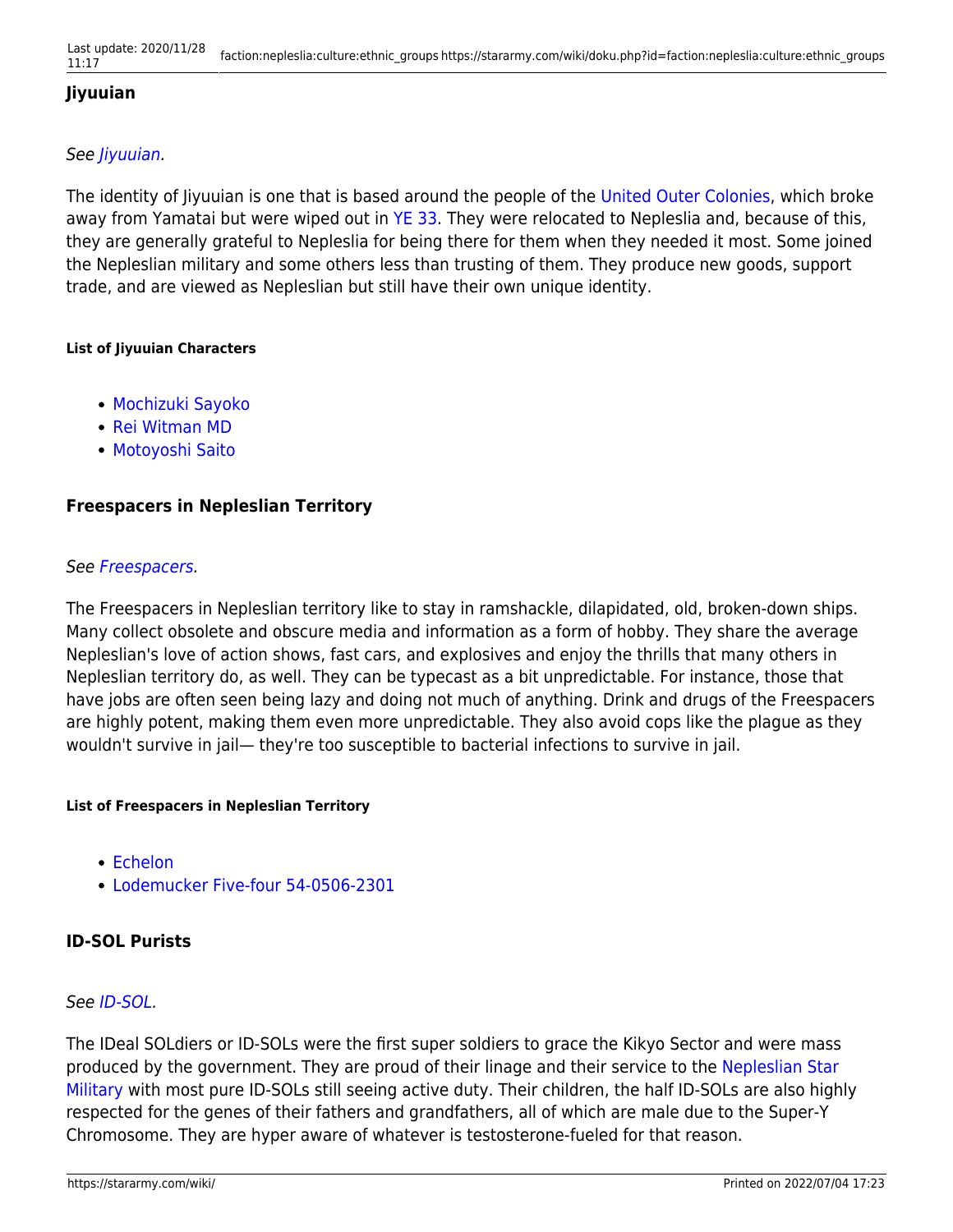### Jiyuuian

*See Jiyuuian.*

The identity of Jiyuuian is one that is based around the people of the United Outer Colonies, which broke away from Yamatai but were wiped out in YE 33. They were relocated to Nepleslia and, because of this, they are generally grateful to Nepleslia for being there for them when they needed it most. Some joined the Nepleslian military and some others less than trusting of them. They produce new goods, support trade, and are viewed as Nepleslian but still have their own unique identity.

##### List of Jiyuuian Characters

- Mochizuki Sayoko
- Rei Witman MD
- Motoyoshi Saito

### Freespacers in Nepleslian Territory

*See Freespacers.*

The Freespacers in Nepleslian territory like to stay in ramshackle, dilapidated, old, broken-down ships. Many collect obsolete and obscure media and information as a form of hobby. They share the average Nepleslian's love of action shows, fast cars, and explosives and enjoy the thrills that many others in Nepleslian territory do, as well. They can be typecast as a bit unpredictable. For instance, those that have jobs are often seen being lazy and doing not much of anything. Drink and drugs of the Freespacers are highly potent, making them even more unpredictable. They also avoid cops like the plague as they wouldn't survive in jail— they're too susceptible to bacterial infections to survive in jail.

##### List of Freespacers in Nepleslian Territory

- Echelon
- Lodemucker Five-four 54-0506-2301

### ID-SOL Purists

*See ID-SOL.*

The IDeal SOLdiers or ID-SOLs were the first super soldiers to grace the Kikyo Sector and were mass produced by the government. They are proud of their linage and their service to the Nepleslian Star Military with most pure ID-SOLs still seeing active duty. Their children, the half ID-SOLs are also highly respected for the genes of their fathers and grandfathers, all of which are male due to the Super-Y Chromosome. They are hyper aware of whatever is testosterone-fueled for that reason.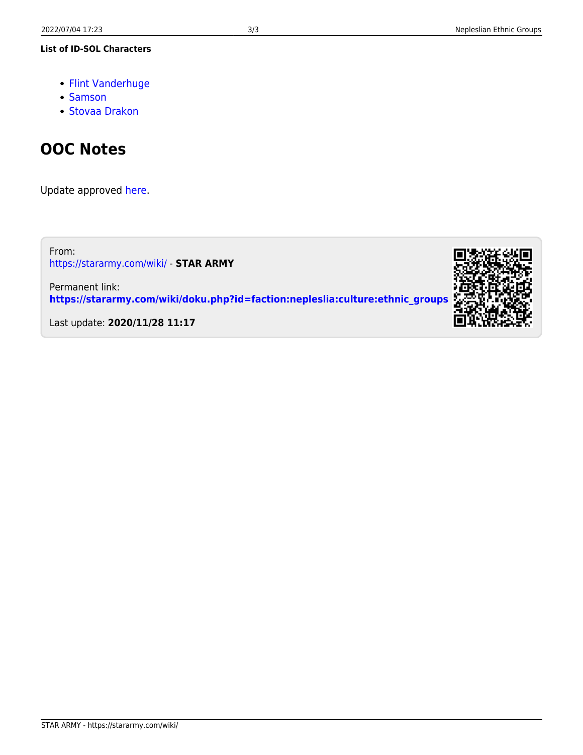**List of ID-SOL Characters**

- Flint Vanderhuge
- Samson
- Stovaa Drakon

# OOC Notes

Update approved here.

From:
https://stararmy.com/wiki/ - **STAR ARMY**

Permanent link:
**https://stararmy.com/wiki/doku.php?id=faction:nepleslia:culture:ethnic_groups**

Last update: **2020/11/28 11:17**